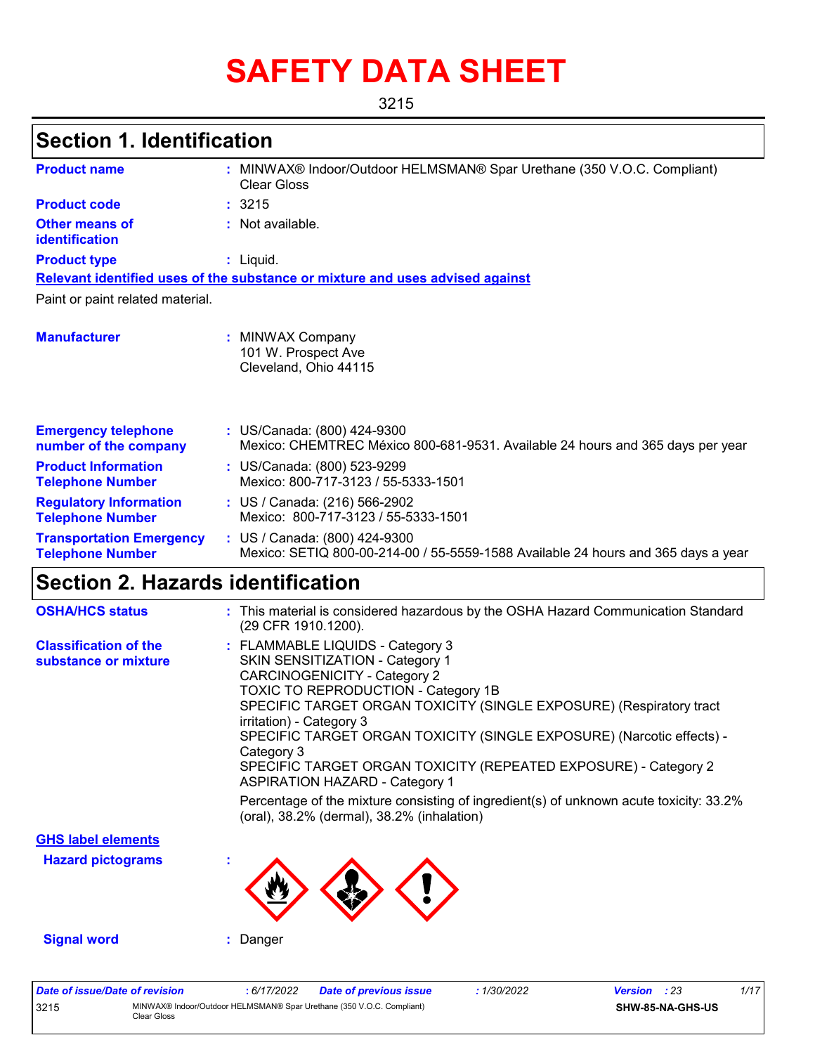# SAFETY DATA SHEET

3215

## Section 1. Identification

| | |
|---|---|
| **Product name** | : MINWAX® Indoor/Outdoor HELMSMAN® Spar Urethane (350 V.O.C. Compliant) Clear Gloss |
| **Product code** | : 3215 |
| **Other means of identification** | : Not available. |
| **Product type** | : Liquid. |

**Relevant identified uses of the substance or mixture and uses advised against**

Paint or paint related material.

| | |
|---|---|
| **Manufacturer** | : MINWAX Company<br>101 W. Prospect Ave<br>Cleveland, Ohio 44115 |
| **Emergency telephone number of the company** | : US/Canada: (800) 424-9300<br>Mexico: CHEMTREC México 800-681-9531. Available 24 hours and 365 days per year |
| **Product Information Telephone Number** | : US/Canada: (800) 523-9299<br>Mexico: 800-717-3123 / 55-5333-1501 |
| **Regulatory Information Telephone Number** | : US / Canada: (216) 566-2902<br>Mexico: 800-717-3123 / 55-5333-1501 |
| **Transportation Emergency Telephone Number** | : US / Canada: (800) 424-9300<br>Mexico: SETIQ 800-00-214-00 / 55-5559-1588 Available 24 hours and 365 days a year |

## Section 2. Hazards identification

| | |
|---|---|
| **OSHA/HCS status** | : This material is considered hazardous by the OSHA Hazard Communication Standard (29 CFR 1910.1200). |
| **Classification of the substance or mixture** | : FLAMMABLE LIQUIDS - Category 3<br>SKIN SENSITIZATION - Category 1<br>CARCINOGENICITY - Category 2<br>TOXIC TO REPRODUCTION - Category 1B<br>SPECIFIC TARGET ORGAN TOXICITY (SINGLE EXPOSURE) (Respiratory tract irritation) - Category 3<br>SPECIFIC TARGET ORGAN TOXICITY (SINGLE EXPOSURE) (Narcotic effects) - Category 3<br>SPECIFIC TARGET ORGAN TOXICITY (REPEATED EXPOSURE) - Category 2<br>ASPIRATION HAZARD - Category 1<br><br>Percentage of the mixture consisting of ingredient(s) of unknown acute toxicity: 33.2% (oral), 38.2% (dermal), 38.2% (inhalation) |

**GHS label elements**

**Hazard pictograms** :

**Signal word** : Danger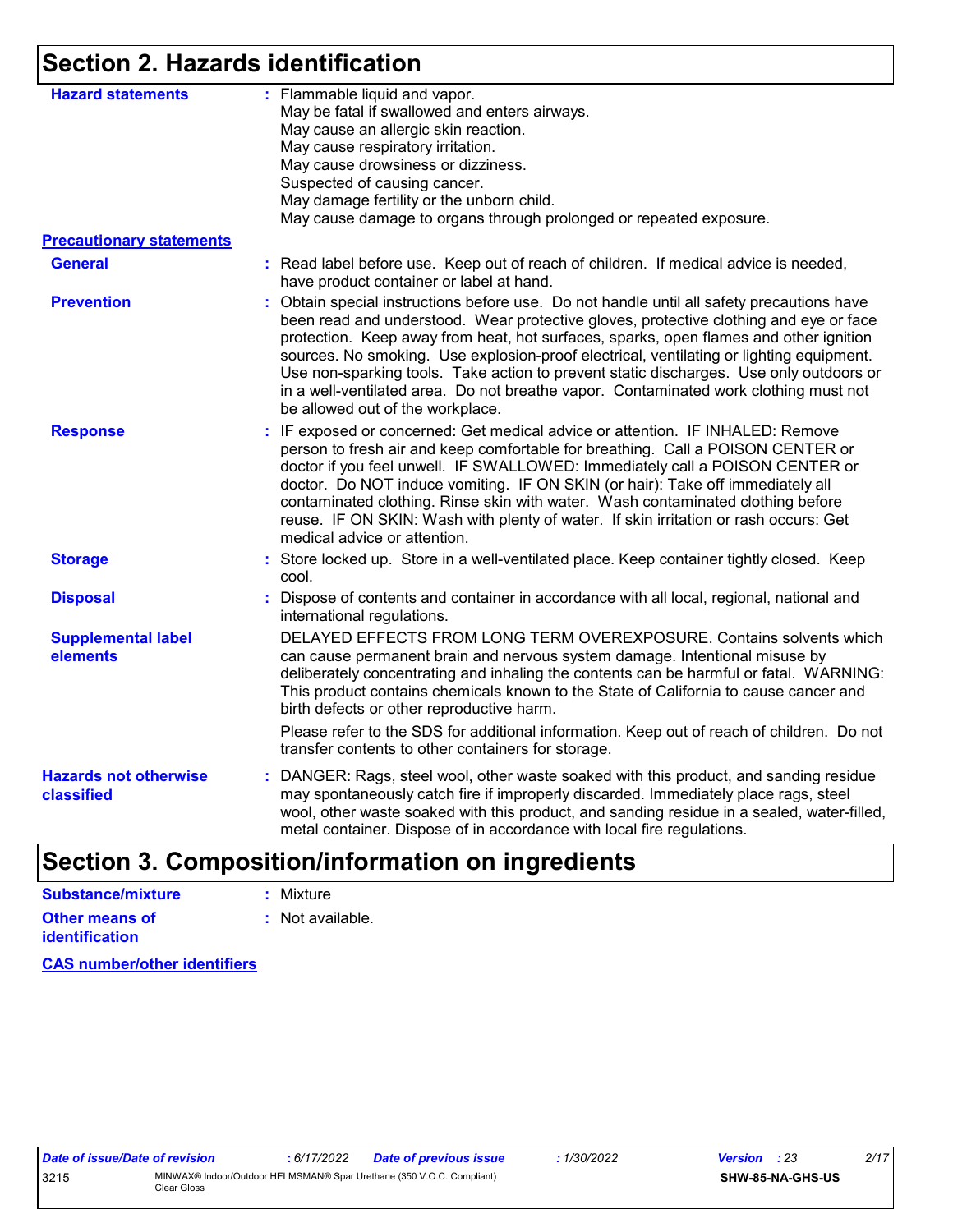## Section 2. Hazards identification

**Hazard statements** : Flammable liquid and vapor.
May be fatal if swallowed and enters airways.
May cause an allergic skin reaction.
May cause respiratory irritation.
May cause drowsiness or dizziness.
Suspected of causing cancer.
May damage fertility or the unborn child.
May cause damage to organs through prolonged or repeated exposure.

**Precautionary statements**

**General** : Read label before use. Keep out of reach of children. If medical advice is needed, have product container or label at hand.

**Prevention** : Obtain special instructions before use. Do not handle until all safety precautions have been read and understood. Wear protective gloves, protective clothing and eye or face protection. Keep away from heat, hot surfaces, sparks, open flames and other ignition sources. No smoking. Use explosion-proof electrical, ventilating or lighting equipment. Use non-sparking tools. Take action to prevent static discharges. Use only outdoors or in a well-ventilated area. Do not breathe vapor. Contaminated work clothing must not be allowed out of the workplace.

**Response** : IF exposed or concerned: Get medical advice or attention. IF INHALED: Remove person to fresh air and keep comfortable for breathing. Call a POISON CENTER or doctor if you feel unwell. IF SWALLOWED: Immediately call a POISON CENTER or doctor. Do NOT induce vomiting. IF ON SKIN (or hair): Take off immediately all contaminated clothing. Rinse skin with water. Wash contaminated clothing before reuse. IF ON SKIN: Wash with plenty of water. If skin irritation or rash occurs: Get medical advice or attention.

**Storage** : Store locked up. Store in a well-ventilated place. Keep container tightly closed. Keep cool.

**Disposal** : Dispose of contents and container in accordance with all local, regional, national and international regulations.

**Supplemental label elements** DELAYED EFFECTS FROM LONG TERM OVEREXPOSURE. Contains solvents which can cause permanent brain and nervous system damage. Intentional misuse by deliberately concentrating and inhaling the contents can be harmful or fatal. WARNING: This product contains chemicals known to the State of California to cause cancer and birth defects or other reproductive harm.

Please refer to the SDS for additional information. Keep out of reach of children. Do not transfer contents to other containers for storage.

**Hazards not otherwise classified** : DANGER: Rags, steel wool, other waste soaked with this product, and sanding residue may spontaneously catch fire if improperly discarded. Immediately place rags, steel wool, other waste soaked with this product, and sanding residue in a sealed, water-filled, metal container. Dispose of in accordance with local fire regulations.

## Section 3. Composition/information on ingredients

**Substance/mixture** : Mixture

**Other means of identification** : Not available.

**CAS number/other identifiers**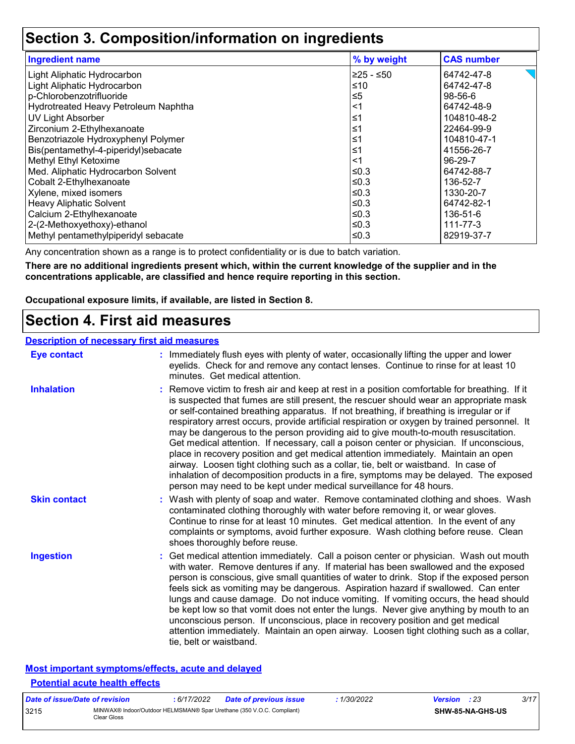# Section 3. Composition/information on ingredients

| Ingredient name | % by weight | CAS number |
|---|---|---|
| Light Aliphatic Hydrocarbon | ≥25 - ≤50 | 64742-47-8 |
| Light Aliphatic Hydrocarbon | ≤10 | 64742-47-8 |
| p-Chlorobenzotrifluoride | ≤5 | 98-56-6 |
| Hydrotreated Heavy Petroleum Naphtha | <1 | 64742-48-9 |
| UV Light Absorber | ≤1 | 104810-48-2 |
| Zirconium 2-Ethylhexanoate | ≤1 | 22464-99-9 |
| Benzotriazole Hydroxyphenyl Polymer | ≤1 | 104810-47-1 |
| Bis(pentamethyl-4-piperidyl)sebacate | ≤1 | 41556-26-7 |
| Methyl Ethyl Ketoxime | <1 | 96-29-7 |
| Med. Aliphatic Hydrocarbon Solvent | ≤0.3 | 64742-88-7 |
| Cobalt 2-Ethylhexanoate | ≤0.3 | 136-52-7 |
| Xylene, mixed isomers | ≤0.3 | 1330-20-7 |
| Heavy Aliphatic Solvent | ≤0.3 | 64742-82-1 |
| Calcium 2-Ethylhexanoate | ≤0.3 | 136-51-6 |
| 2-(2-Methoxyethoxy)-ethanol | ≤0.3 | 111-77-3 |
| Methyl pentamethylpiperidyl sebacate | ≤0.3 | 82919-37-7 |

Any concentration shown as a range is to protect confidentiality or is due to batch variation.

**There are no additional ingredients present which, within the current knowledge of the supplier and in the concentrations applicable, are classified and hence require reporting in this section.**

**Occupational exposure limits, if available, are listed in Section 8.**

# Section 4. First aid measures

## Description of necessary first aid measures

**Eye contact** : Immediately flush eyes with plenty of water, occasionally lifting the upper and lower eyelids. Check for and remove any contact lenses. Continue to rinse for at least 10 minutes. Get medical attention.

**Inhalation** : Remove victim to fresh air and keep at rest in a position comfortable for breathing. If it is suspected that fumes are still present, the rescuer should wear an appropriate mask or self-contained breathing apparatus. If not breathing, if breathing is irregular or if respiratory arrest occurs, provide artificial respiration or oxygen by trained personnel. It may be dangerous to the person providing aid to give mouth-to-mouth resuscitation. Get medical attention. If necessary, call a poison center or physician. If unconscious, place in recovery position and get medical attention immediately. Maintain an open airway. Loosen tight clothing such as a collar, tie, belt or waistband. In case of inhalation of decomposition products in a fire, symptoms may be delayed. The exposed person may need to be kept under medical surveillance for 48 hours.

**Skin contact** : Wash with plenty of soap and water. Remove contaminated clothing and shoes. Wash contaminated clothing thoroughly with water before removing it, or wear gloves. Continue to rinse for at least 10 minutes. Get medical attention. In the event of any complaints or symptoms, avoid further exposure. Wash clothing before reuse. Clean shoes thoroughly before reuse.

**Ingestion** : Get medical attention immediately. Call a poison center or physician. Wash out mouth with water. Remove dentures if any. If material has been swallowed and the exposed person is conscious, give small quantities of water to drink. Stop if the exposed person feels sick as vomiting may be dangerous. Aspiration hazard if swallowed. Can enter lungs and cause damage. Do not induce vomiting. If vomiting occurs, the head should be kept low so that vomit does not enter the lungs. Never give anything by mouth to an unconscious person. If unconscious, place in recovery position and get medical attention immediately. Maintain an open airway. Loosen tight clothing such as a collar, tie, belt or waistband.

## Most important symptoms/effects, acute and delayed

### Potential acute health effects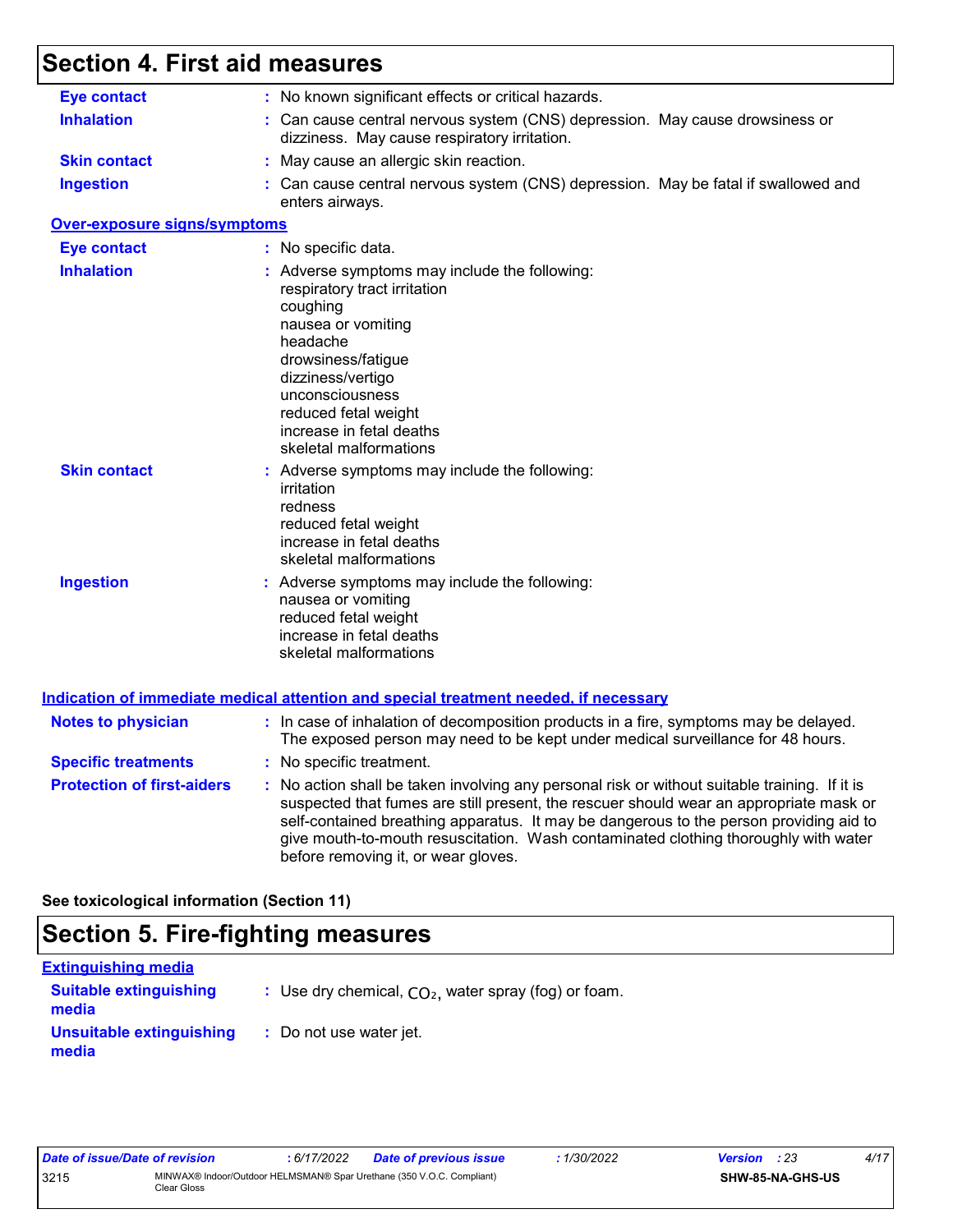# Section 4. First aid measures

**Eye contact** : No known significant effects or critical hazards.

**Inhalation** : Can cause central nervous system (CNS) depression. May cause drowsiness or dizziness. May cause respiratory irritation.

**Skin contact** : May cause an allergic skin reaction.

**Ingestion** : Can cause central nervous system (CNS) depression. May be fatal if swallowed and enters airways.

## Over-exposure signs/symptoms

**Eye contact** : No specific data.

**Inhalation** : Adverse symptoms may include the following:
respiratory tract irritation
coughing
nausea or vomiting
headache
drowsiness/fatigue
dizziness/vertigo
unconsciousness
reduced fetal weight
increase in fetal deaths
skeletal malformations

**Skin contact** : Adverse symptoms may include the following:
irritation
redness
reduced fetal weight
increase in fetal deaths
skeletal malformations

**Ingestion** : Adverse symptoms may include the following:
nausea or vomiting
reduced fetal weight
increase in fetal deaths
skeletal malformations

## Indication of immediate medical attention and special treatment needed, if necessary

**Notes to physician** : In case of inhalation of decomposition products in a fire, symptoms may be delayed. The exposed person may need to be kept under medical surveillance for 48 hours.

**Specific treatments** : No specific treatment.

**Protection of first-aiders** : No action shall be taken involving any personal risk or without suitable training. If it is suspected that fumes are still present, the rescuer should wear an appropriate mask or self-contained breathing apparatus. It may be dangerous to the person providing aid to give mouth-to-mouth resuscitation. Wash contaminated clothing thoroughly with water before removing it, or wear gloves.

**See toxicological information (Section 11)**

# Section 5. Fire-fighting measures

## Extinguishing media

**Suitable extinguishing media** : Use dry chemical, $CO_2$, water spray (fog) or foam.

**Unsuitable extinguishing media** : Do not use water jet.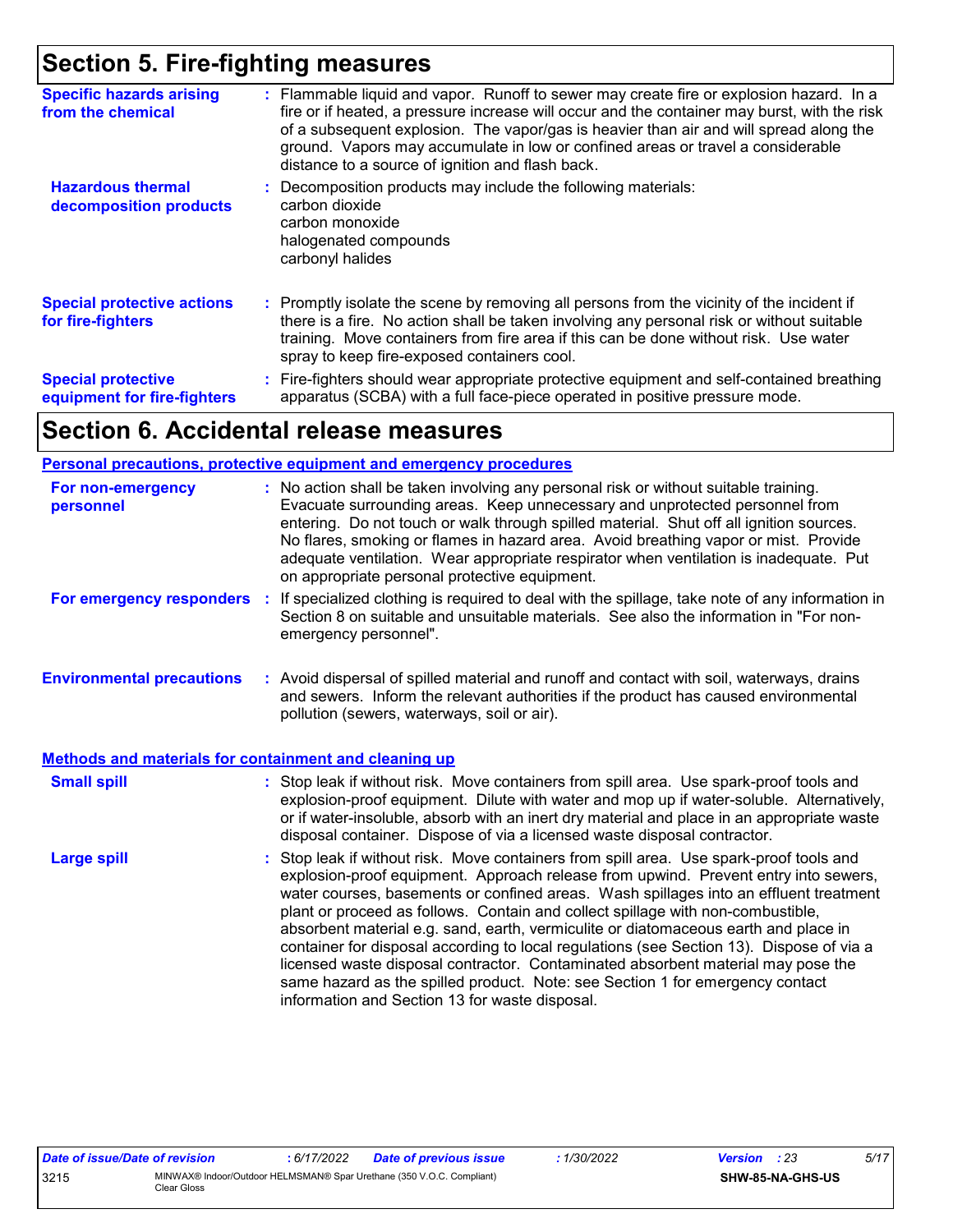## Section 5. Fire-fighting measures

**Specific hazards arising from the chemical** : Flammable liquid and vapor. Runoff to sewer may create fire or explosion hazard. In a fire or if heated, a pressure increase will occur and the container may burst, with the risk of a subsequent explosion. The vapor/gas is heavier than air and will spread along the ground. Vapors may accumulate in low or confined areas or travel a considerable distance to a source of ignition and flash back.

**Hazardous thermal decomposition products** : Decomposition products may include the following materials:
carbon dioxide
carbon monoxide
halogenated compounds
carbonyl halides

**Special protective actions for fire-fighters** : Promptly isolate the scene by removing all persons from the vicinity of the incident if there is a fire. No action shall be taken involving any personal risk or without suitable training. Move containers from fire area if this can be done without risk. Use water spray to keep fire-exposed containers cool.

**Special protective equipment for fire-fighters** : Fire-fighters should wear appropriate protective equipment and self-contained breathing apparatus (SCBA) with a full face-piece operated in positive pressure mode.

## Section 6. Accidental release measures

### Personal precautions, protective equipment and emergency procedures

**For non-emergency personnel** : No action shall be taken involving any personal risk or without suitable training. Evacuate surrounding areas. Keep unnecessary and unprotected personnel from entering. Do not touch or walk through spilled material. Shut off all ignition sources. No flares, smoking or flames in hazard area. Avoid breathing vapor or mist. Provide adequate ventilation. Wear appropriate respirator when ventilation is inadequate. Put on appropriate personal protective equipment.

**For emergency responders** : If specialized clothing is required to deal with the spillage, take note of any information in Section 8 on suitable and unsuitable materials. See also the information in "For non-emergency personnel".

**Environmental precautions** : Avoid dispersal of spilled material and runoff and contact with soil, waterways, drains and sewers. Inform the relevant authorities if the product has caused environmental pollution (sewers, waterways, soil or air).

### Methods and materials for containment and cleaning up

**Small spill** : Stop leak if without risk. Move containers from spill area. Use spark-proof tools and explosion-proof equipment. Dilute with water and mop up if water-soluble. Alternatively, or if water-insoluble, absorb with an inert dry material and place in an appropriate waste disposal container. Dispose of via a licensed waste disposal contractor.

**Large spill** : Stop leak if without risk. Move containers from spill area. Use spark-proof tools and explosion-proof equipment. Approach release from upwind. Prevent entry into sewers, water courses, basements or confined areas. Wash spillages into an effluent treatment plant or proceed as follows. Contain and collect spillage with non-combustible, absorbent material e.g. sand, earth, vermiculite or diatomaceous earth and place in container for disposal according to local regulations (see Section 13). Dispose of via a licensed waste disposal contractor. Contaminated absorbent material may pose the same hazard as the spilled product. Note: see Section 1 for emergency contact information and Section 13 for waste disposal.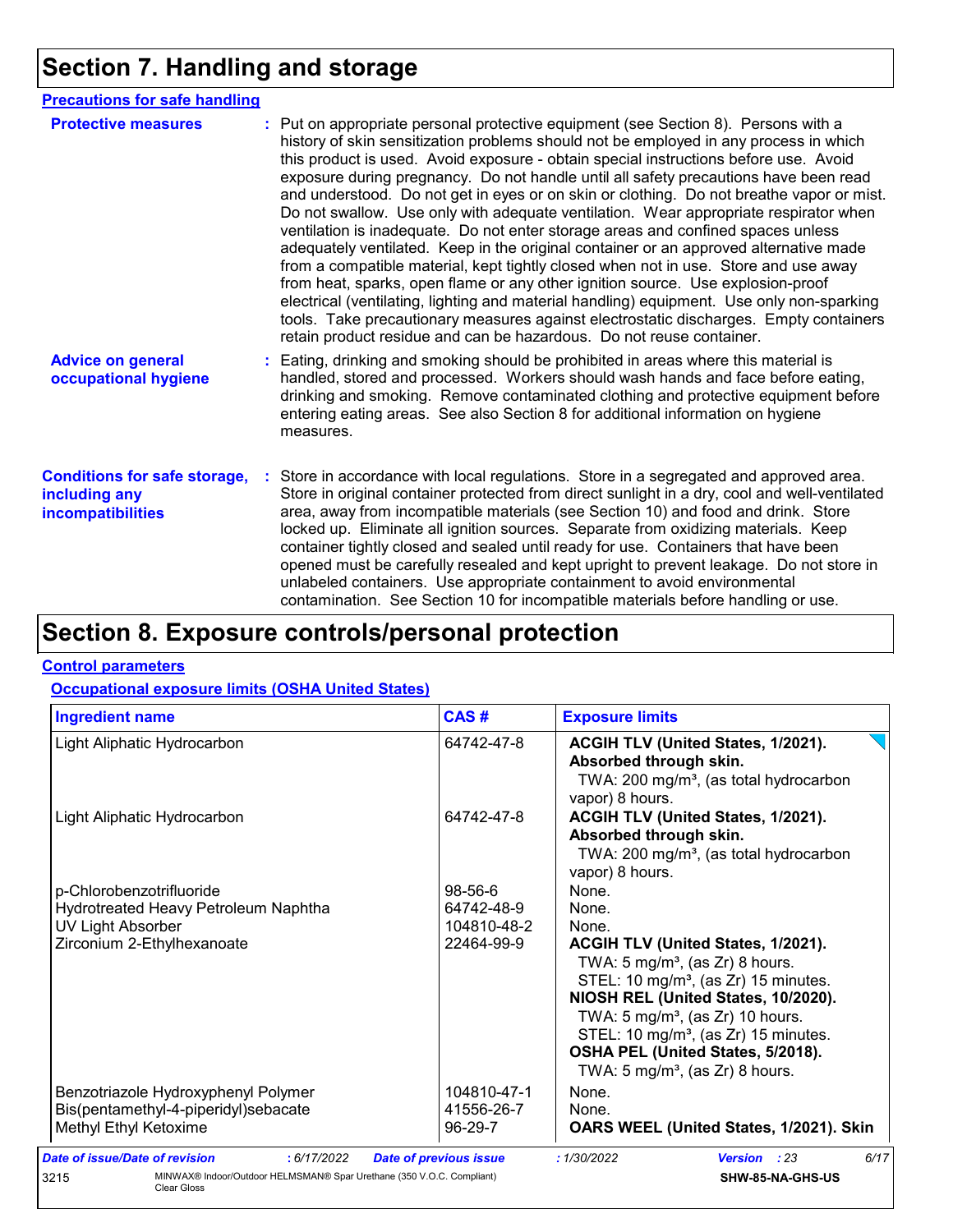# Section 7. Handling and storage

## Precautions for safe handling

**Protective measures** : Put on appropriate personal protective equipment (see Section 8). Persons with a history of skin sensitization problems should not be employed in any process in which this product is used. Avoid exposure - obtain special instructions before use. Avoid exposure during pregnancy. Do not handle until all safety precautions have been read and understood. Do not get in eyes or on skin or clothing. Do not breathe vapor or mist. Do not swallow. Use only with adequate ventilation. Wear appropriate respirator when ventilation is inadequate. Do not enter storage areas and confined spaces unless adequately ventilated. Keep in the original container or an approved alternative made from a compatible material, kept tightly closed when not in use. Store and use away from heat, sparks, open flame or any other ignition source. Use explosion-proof electrical (ventilating, lighting and material handling) equipment. Use only non-sparking tools. Take precautionary measures against electrostatic discharges. Empty containers retain product residue and can be hazardous. Do not reuse container.

**Advice on general occupational hygiene** : Eating, drinking and smoking should be prohibited in areas where this material is handled, stored and processed. Workers should wash hands and face before eating, drinking and smoking. Remove contaminated clothing and protective equipment before entering eating areas. See also Section 8 for additional information on hygiene measures.

**Conditions for safe storage, including any incompatibilities** : Store in accordance with local regulations. Store in a segregated and approved area. Store in original container protected from direct sunlight in a dry, cool and well-ventilated area, away from incompatible materials (see Section 10) and food and drink. Store locked up. Eliminate all ignition sources. Separate from oxidizing materials. Keep container tightly closed and sealed until ready for use. Containers that have been opened must be carefully resealed and kept upright to prevent leakage. Do not store in unlabeled containers. Use appropriate containment to avoid environmental contamination. See Section 10 for incompatible materials before handling or use.

# Section 8. Exposure controls/personal protection

## Control parameters

### Occupational exposure limits (OSHA United States)

| Ingredient name | CAS # | Exposure limits |
|---|---|---|
| Light Aliphatic Hydrocarbon | 64742-47-8 | **ACGIH TLV (United States, 1/2021). Absorbed through skin.** TWA: 200 mg/m³, (as total hydrocarbon vapor) 8 hours. |
| Light Aliphatic Hydrocarbon | 64742-47-8 | **ACGIH TLV (United States, 1/2021). Absorbed through skin.** TWA: 200 mg/m³, (as total hydrocarbon vapor) 8 hours. |
| p-Chlorobenzotrifluoride | 98-56-6 | None. |
| Hydrotreated Heavy Petroleum Naphtha | 64742-48-9 | None. |
| UV Light Absorber | 104810-48-2 | None. |
| Zirconium 2-Ethylhexanoate | 22464-99-9 | **ACGIH TLV (United States, 1/2021).** TWA: 5 mg/m³, (as Zr) 8 hours. STEL: 10 mg/m³, (as Zr) 15 minutes. **NIOSH REL (United States, 10/2020).** TWA: 5 mg/m³, (as Zr) 10 hours. STEL: 10 mg/m³, (as Zr) 15 minutes. **OSHA PEL (United States, 5/2018).** TWA: 5 mg/m³, (as Zr) 8 hours. |
| Benzotriazole Hydroxyphenyl Polymer | 104810-47-1 | None. |
| Bis(pentamethyl-4-piperidyl)sebacate | 41556-26-7 | None. |
| Methyl Ethyl Ketoxime | 96-29-7 | **OARS WEEL (United States, 1/2021). Skin** |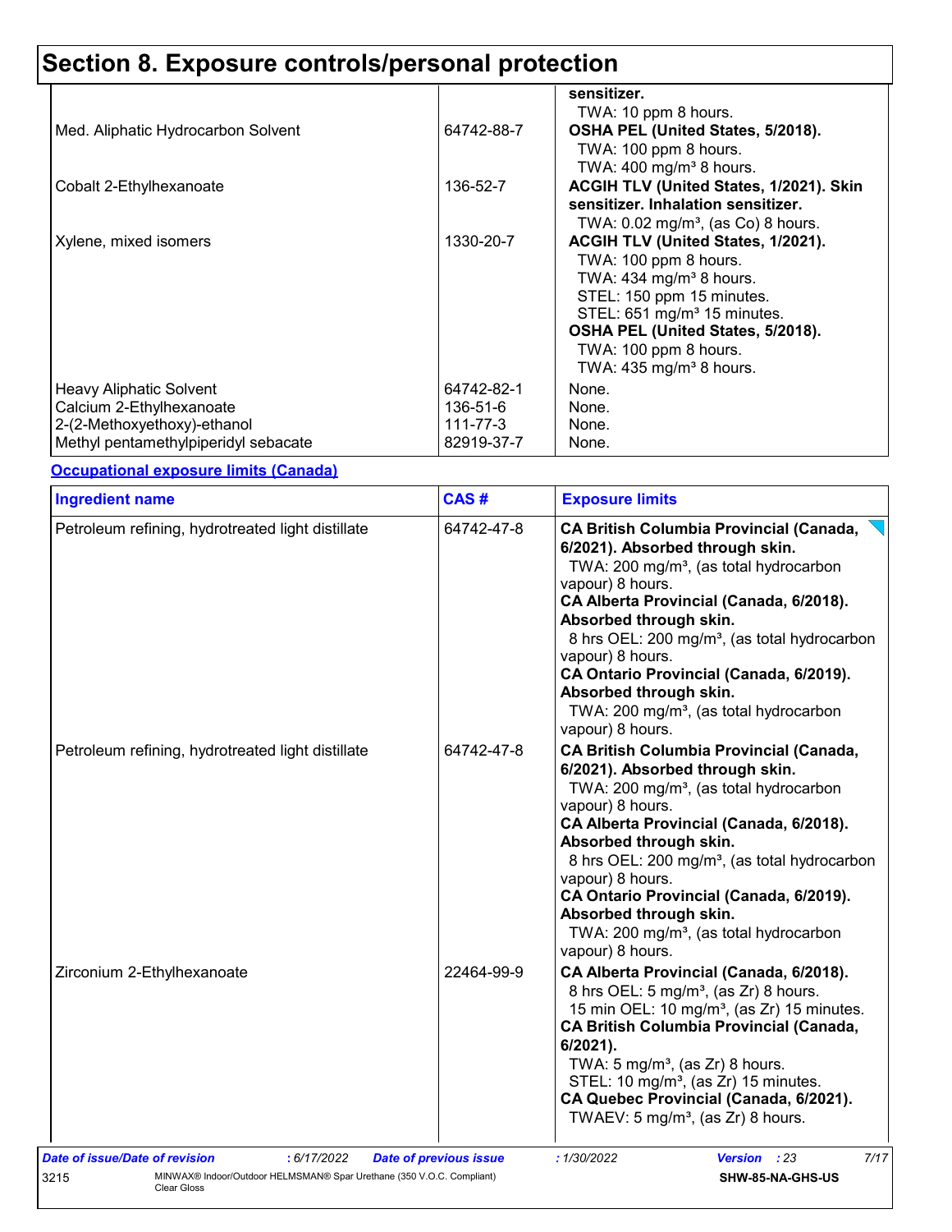# Section 8. Exposure controls/personal protection

| | | |
|---|---|---|
| | | **sensitizer.**<br>TWA: 10 ppm 8 hours. |
| Med. Aliphatic Hydrocarbon Solvent | 64742-88-7 | **OSHA PEL (United States, 5/2018).**<br>TWA: 100 ppm 8 hours.<br>TWA: 400 mg/m³ 8 hours. |
| Cobalt 2-Ethylhexanoate | 136-52-7 | **ACGIH TLV (United States, 1/2021). Skin sensitizer. Inhalation sensitizer.**<br>TWA: 0.02 mg/m³, (as Co) 8 hours. |
| Xylene, mixed isomers | 1330-20-7 | **ACGIH TLV (United States, 1/2021).**<br>TWA: 100 ppm 8 hours.<br>TWA: 434 mg/m³ 8 hours.<br>STEL: 150 ppm 15 minutes.<br>STEL: 651 mg/m³ 15 minutes.<br>**OSHA PEL (United States, 5/2018).**<br>TWA: 100 ppm 8 hours.<br>TWA: 435 mg/m³ 8 hours. |
| Heavy Aliphatic Solvent | 64742-82-1 | None. |
| Calcium 2-Ethylhexanoate | 136-51-6 | None. |
| 2-(2-Methoxyethoxy)-ethanol | 111-77-3 | None. |
| Methyl pentamethylpiperidyl sebacate | 82919-37-7 | None. |

**Occupational exposure limits (Canada)**

| Ingredient name | CAS # | Exposure limits |
|---|---|---|
| Petroleum refining, hydrotreated light distillate | 64742-47-8 | **CA British Columbia Provincial (Canada, 6/2021). Absorbed through skin.**<br>TWA: 200 mg/m³, (as total hydrocarbon vapour) 8 hours.<br>**CA Alberta Provincial (Canada, 6/2018). Absorbed through skin.**<br>8 hrs OEL: 200 mg/m³, (as total hydrocarbon vapour) 8 hours.<br>**CA Ontario Provincial (Canada, 6/2019). Absorbed through skin.**<br>TWA: 200 mg/m³, (as total hydrocarbon vapour) 8 hours. |
| Petroleum refining, hydrotreated light distillate | 64742-47-8 | **CA British Columbia Provincial (Canada, 6/2021). Absorbed through skin.**<br>TWA: 200 mg/m³, (as total hydrocarbon vapour) 8 hours.<br>**CA Alberta Provincial (Canada, 6/2018). Absorbed through skin.**<br>8 hrs OEL: 200 mg/m³, (as total hydrocarbon vapour) 8 hours.<br>**CA Ontario Provincial (Canada, 6/2019). Absorbed through skin.**<br>TWA: 200 mg/m³, (as total hydrocarbon vapour) 8 hours. |
| Zirconium 2-Ethylhexanoate | 22464-99-9 | **CA Alberta Provincial (Canada, 6/2018).**<br>8 hrs OEL: 5 mg/m³, (as Zr) 8 hours.<br>15 min OEL: 10 mg/m³, (as Zr) 15 minutes.<br>**CA British Columbia Provincial (Canada, 6/2021).**<br>TWA: 5 mg/m³, (as Zr) 8 hours.<br>STEL: 10 mg/m³, (as Zr) 15 minutes.<br>**CA Quebec Provincial (Canada, 6/2021).**<br>TWAEV: 5 mg/m³, (as Zr) 8 hours. |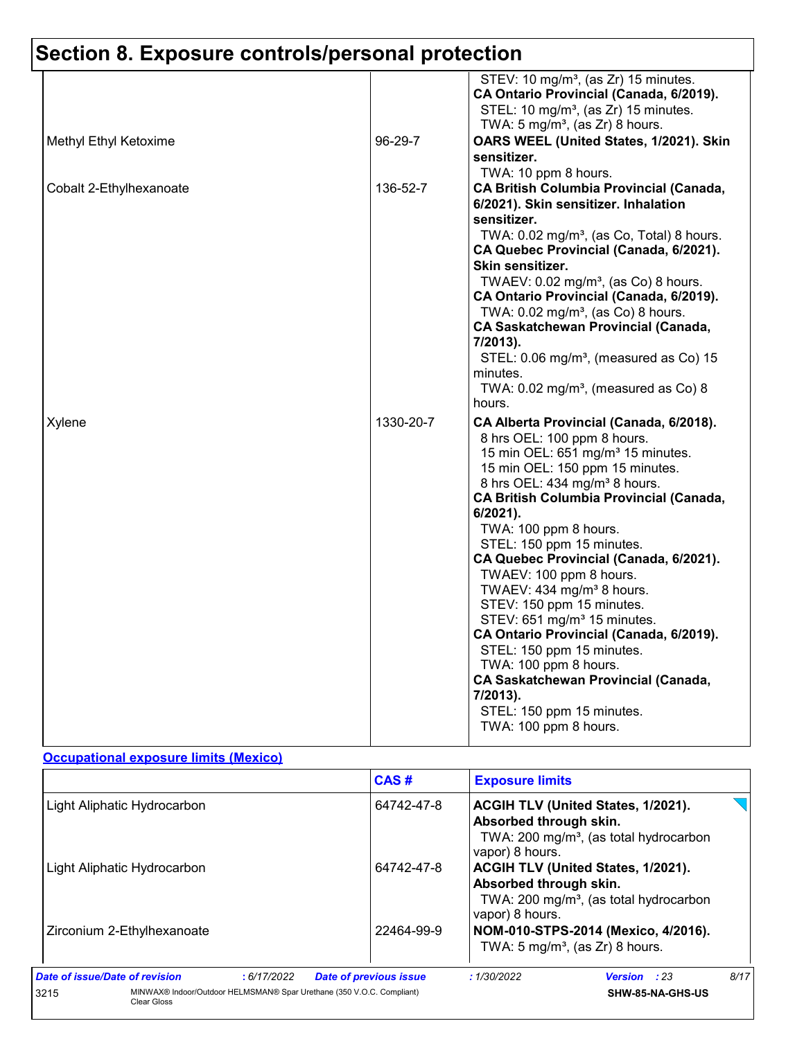# Section 8. Exposure controls/personal protection

| | | |
|---|---|---|
| | | STEV: 10 mg/m³, (as Zr) 15 minutes.<br>**CA Ontario Provincial (Canada, 6/2019).**<br>STEL: 10 mg/m³, (as Zr) 15 minutes.<br>TWA: 5 mg/m³, (as Zr) 8 hours. |
| Methyl Ethyl Ketoxime | 96-29-7 | **OARS WEEL (United States, 1/2021). Skin sensitizer.**<br>TWA: 10 ppm 8 hours. |
| Cobalt 2-Ethylhexanoate | 136-52-7 | **CA British Columbia Provincial (Canada, 6/2021). Skin sensitizer. Inhalation sensitizer.**<br>TWA: 0.02 mg/m³, (as Co, Total) 8 hours.<br>**CA Quebec Provincial (Canada, 6/2021). Skin sensitizer.**<br>TWAEV: 0.02 mg/m³, (as Co) 8 hours.<br>**CA Ontario Provincial (Canada, 6/2019).**<br>TWA: 0.02 mg/m³, (as Co) 8 hours.<br>**CA Saskatchewan Provincial (Canada, 7/2013).**<br>STEL: 0.06 mg/m³, (measured as Co) 15 minutes.<br>TWA: 0.02 mg/m³, (measured as Co) 8 hours. |
| Xylene | 1330-20-7 | **CA Alberta Provincial (Canada, 6/2018).**<br>8 hrs OEL: 100 ppm 8 hours.<br>15 min OEL: 651 mg/m³ 15 minutes.<br>15 min OEL: 150 ppm 15 minutes.<br>8 hrs OEL: 434 mg/m³ 8 hours.<br>**CA British Columbia Provincial (Canada, 6/2021).**<br>TWA: 100 ppm 8 hours.<br>STEL: 150 ppm 15 minutes.<br>**CA Quebec Provincial (Canada, 6/2021).**<br>TWAEV: 100 ppm 8 hours.<br>TWAEV: 434 mg/m³ 8 hours.<br>STEV: 150 ppm 15 minutes.<br>STEV: 651 mg/m³ 15 minutes.<br>**CA Ontario Provincial (Canada, 6/2019).**<br>STEL: 150 ppm 15 minutes.<br>TWA: 100 ppm 8 hours.<br>**CA Saskatchewan Provincial (Canada, 7/2013).**<br>STEL: 150 ppm 15 minutes.<br>TWA: 100 ppm 8 hours. |

**Occupational exposure limits (Mexico)**

| | CAS # | Exposure limits |
|---|---|---|
| Light Aliphatic Hydrocarbon | 64742-47-8 | **ACGIH TLV (United States, 1/2021). Absorbed through skin.**<br>TWA: 200 mg/m³, (as total hydrocarbon vapor) 8 hours. |
| Light Aliphatic Hydrocarbon | 64742-47-8 | **ACGIH TLV (United States, 1/2021). Absorbed through skin.**<br>TWA: 200 mg/m³, (as total hydrocarbon vapor) 8 hours. |
| Zirconium 2-Ethylhexanoate | 22464-99-9 | **NOM-010-STPS-2014 (Mexico, 4/2016).**<br>TWA: 5 mg/m³, (as Zr) 8 hours. |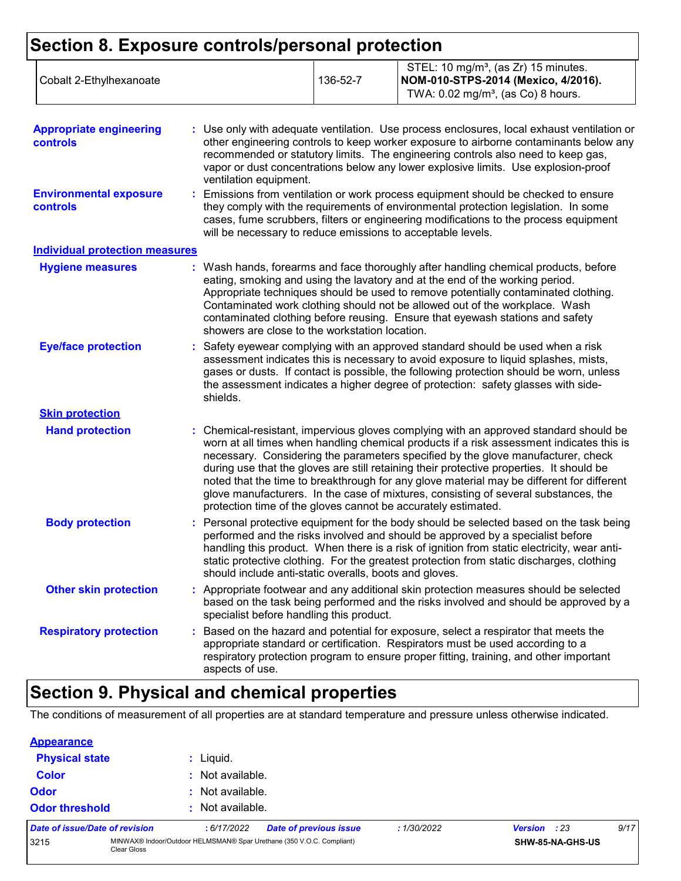# Section 8. Exposure controls/personal protection

| | | |
|---|---|---|
| Cobalt 2-Ethylhexanoate | 136-52-7 | STEL: 10 mg/m³, (as Zr) 15 minutes.<br>**NOM-010-STPS-2014 (Mexico, 4/2016).**<br>TWA: 0.02 mg/m³, (as Co) 8 hours. |

**Appropriate engineering controls** : Use only with adequate ventilation. Use process enclosures, local exhaust ventilation or other engineering controls to keep worker exposure to airborne contaminants below any recommended or statutory limits. The engineering controls also need to keep gas, vapor or dust concentrations below any lower explosive limits. Use explosion-proof ventilation equipment.

**Environmental exposure controls** : Emissions from ventilation or work process equipment should be checked to ensure they comply with the requirements of environmental protection legislation. In some cases, fume scrubbers, filters or engineering modifications to the process equipment will be necessary to reduce emissions to acceptable levels.

**Individual protection measures**

**Hygiene measures** : Wash hands, forearms and face thoroughly after handling chemical products, before eating, smoking and using the lavatory and at the end of the working period. Appropriate techniques should be used to remove potentially contaminated clothing. Contaminated work clothing should not be allowed out of the workplace. Wash contaminated clothing before reusing. Ensure that eyewash stations and safety showers are close to the workstation location.

**Eye/face protection** : Safety eyewear complying with an approved standard should be used when a risk assessment indicates this is necessary to avoid exposure to liquid splashes, mists, gases or dusts. If contact is possible, the following protection should be worn, unless the assessment indicates a higher degree of protection: safety glasses with side-shields.

**Skin protection**

**Hand protection** : Chemical-resistant, impervious gloves complying with an approved standard should be worn at all times when handling chemical products if a risk assessment indicates this is necessary. Considering the parameters specified by the glove manufacturer, check during use that the gloves are still retaining their protective properties. It should be noted that the time to breakthrough for any glove material may be different for different glove manufacturers. In the case of mixtures, consisting of several substances, the protection time of the gloves cannot be accurately estimated.

**Body protection** : Personal protective equipment for the body should be selected based on the task being performed and the risks involved and should be approved by a specialist before handling this product. When there is a risk of ignition from static electricity, wear anti-static protective clothing. For the greatest protection from static discharges, clothing should include anti-static overalls, boots and gloves.

**Other skin protection** : Appropriate footwear and any additional skin protection measures should be selected based on the task being performed and the risks involved and should be approved by a specialist before handling this product.

**Respiratory protection** : Based on the hazard and potential for exposure, select a respirator that meets the appropriate standard or certification. Respirators must be used according to a respiratory protection program to ensure proper fitting, training, and other important aspects of use.

# Section 9. Physical and chemical properties

The conditions of measurement of all properties are at standard temperature and pressure unless otherwise indicated.

**Appearance**

**Physical state** : Liquid.

**Color** : Not available.

**Odor** : Not available.

**Odor threshold** : Not available.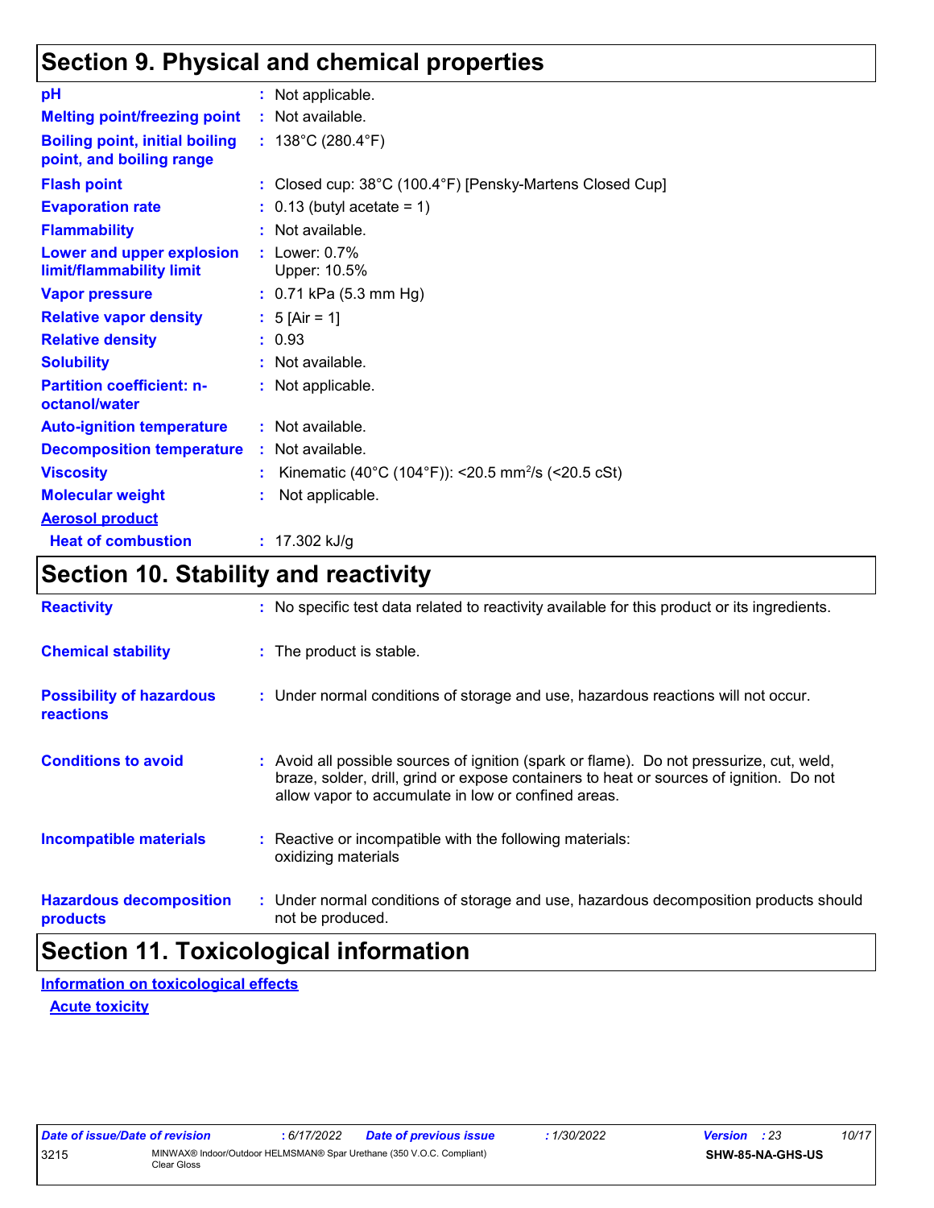## Section 9. Physical and chemical properties

| | |
|---|---|
| **pH** | : Not applicable. |
| **Melting point/freezing point** | : Not available. |
| **Boiling point, initial boiling point, and boiling range** | : 138°C (280.4°F) |
| **Flash point** | : Closed cup: 38°C (100.4°F) [Pensky-Martens Closed Cup] |
| **Evaporation rate** | : 0.13 (butyl acetate = 1) |
| **Flammability** | : Not available. |
| **Lower and upper explosion limit/flammability limit** | : Lower: 0.7%<br>Upper: 10.5% |
| **Vapor pressure** | : 0.71 kPa (5.3 mm Hg) |
| **Relative vapor density** | : 5 [Air = 1] |
| **Relative density** | : 0.93 |
| **Solubility** | : Not available. |
| **Partition coefficient: n-octanol/water** | : Not applicable. |
| **Auto-ignition temperature** | : Not available. |
| **Decomposition temperature** | : Not available. |
| **Viscosity** | : Kinematic (40°C (104°F)): <20.5 $mm^2/s$ (<20.5 cSt) |
| **Molecular weight** | : Not applicable. |
| **Aerosol product** | |
| **Heat of combustion** | : 17.302 kJ/g |

## Section 10. Stability and reactivity

| | |
|---|---|
| **Reactivity** | : No specific test data related to reactivity available for this product or its ingredients. |
| **Chemical stability** | : The product is stable. |
| **Possibility of hazardous reactions** | : Under normal conditions of storage and use, hazardous reactions will not occur. |
| **Conditions to avoid** | : Avoid all possible sources of ignition (spark or flame). Do not pressurize, cut, weld, braze, solder, drill, grind or expose containers to heat or sources of ignition. Do not allow vapor to accumulate in low or confined areas. |
| **Incompatible materials** | : Reactive or incompatible with the following materials:<br>oxidizing materials |
| **Hazardous decomposition products** | : Under normal conditions of storage and use, hazardous decomposition products should not be produced. |

## Section 11. Toxicological information

**Information on toxicological effects**

**Acute toxicity**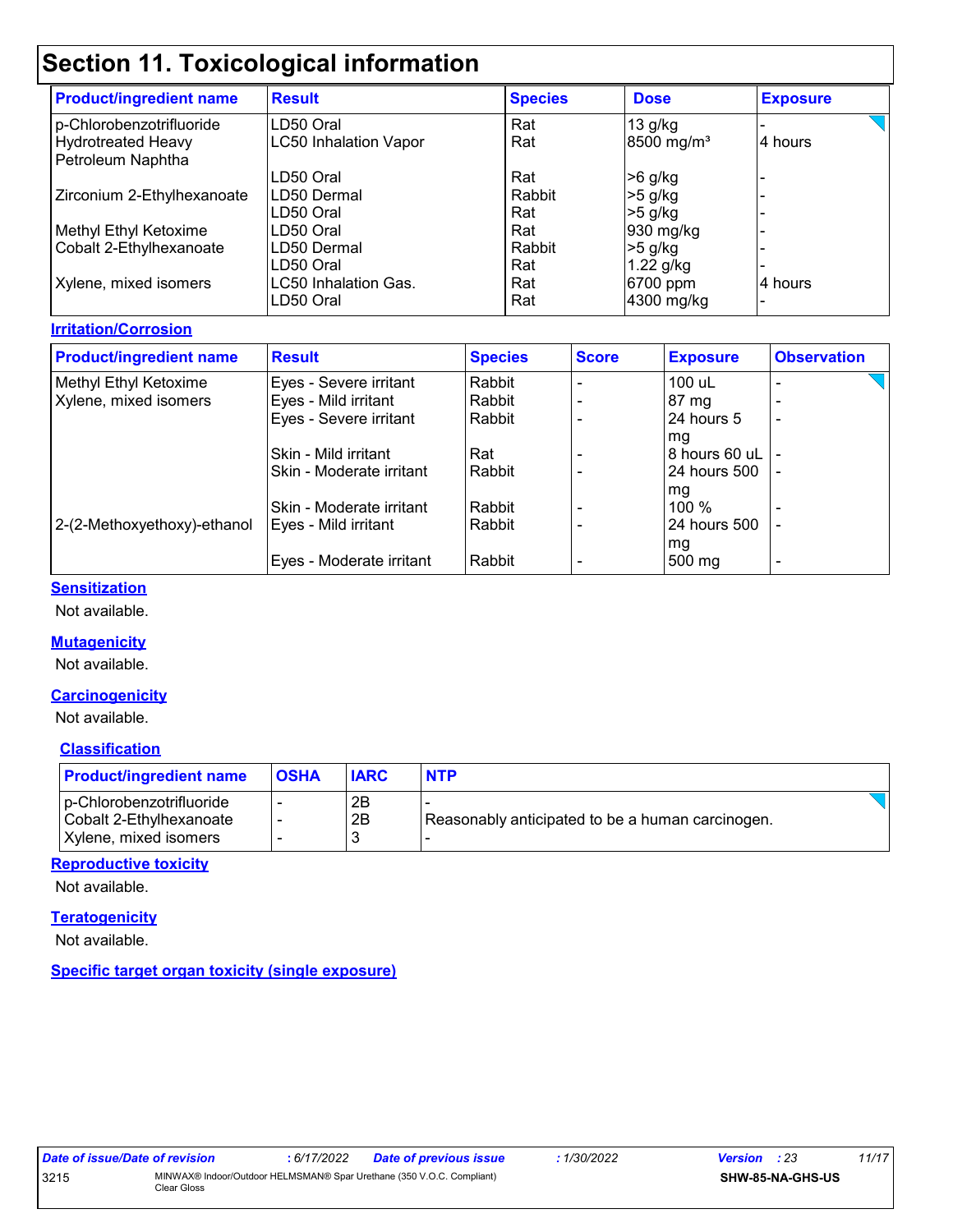# Section 11. Toxicological information

| Product/ingredient name | Result | Species | Dose | Exposure |
|---|---|---|---|---|
| p-Chlorobenzotrifluoride | LD50 Oral | Rat | 13 g/kg | - |
| Hydrotreated Heavy Petroleum Naphtha | LC50 Inhalation Vapor | Rat | 8500 mg/m³ | 4 hours |
| | LD50 Oral | Rat | >6 g/kg | - |
| Zirconium 2-Ethylhexanoate | LD50 Dermal | Rabbit | >5 g/kg | - |
| | LD50 Oral | Rat | >5 g/kg | - |
| Methyl Ethyl Ketoxime | LD50 Oral | Rat | 930 mg/kg | - |
| Cobalt 2-Ethylhexanoate | LD50 Dermal | Rabbit | >5 g/kg | - |
| | LD50 Oral | Rat | 1.22 g/kg | - |
| Xylene, mixed isomers | LC50 Inhalation Gas. | Rat | 6700 ppm | 4 hours |
| | LD50 Oral | Rat | 4300 mg/kg | - |

## Irritation/Corrosion

| Product/ingredient name | Result | Species | Score | Exposure | Observation |
|---|---|---|---|---|---|
| Methyl Ethyl Ketoxime | Eyes - Severe irritant | Rabbit | - | 100 uL | - |
| Xylene, mixed isomers | Eyes - Mild irritant | Rabbit | - | 87 mg | - |
| | Eyes - Severe irritant | Rabbit | - | 24 hours 5 mg | - |
| | Skin - Mild irritant | Rat | - | 8 hours 60 uL | - |
| | Skin - Moderate irritant | Rabbit | - | 24 hours 500 mg | - |
| | Skin - Moderate irritant | Rabbit | - | 100 % | - |
| 2-(2-Methoxyethoxy)-ethanol | Eyes - Mild irritant | Rabbit | - | 24 hours 500 mg | - |
| | Eyes - Moderate irritant | Rabbit | - | 500 mg | - |

## Sensitization

Not available.

## Mutagenicity

Not available.

## Carcinogenicity

Not available.

### Classification

| Product/ingredient name | OSHA | IARC | NTP |
|---|---|---|---|
| p-Chlorobenzotrifluoride | - | 2B | - |
| Cobalt 2-Ethylhexanoate | - | 2B | Reasonably anticipated to be a human carcinogen. |
| Xylene, mixed isomers | - | 3 | - |

## Reproductive toxicity

Not available.

## Teratogenicity

Not available.

## Specific target organ toxicity (single exposure)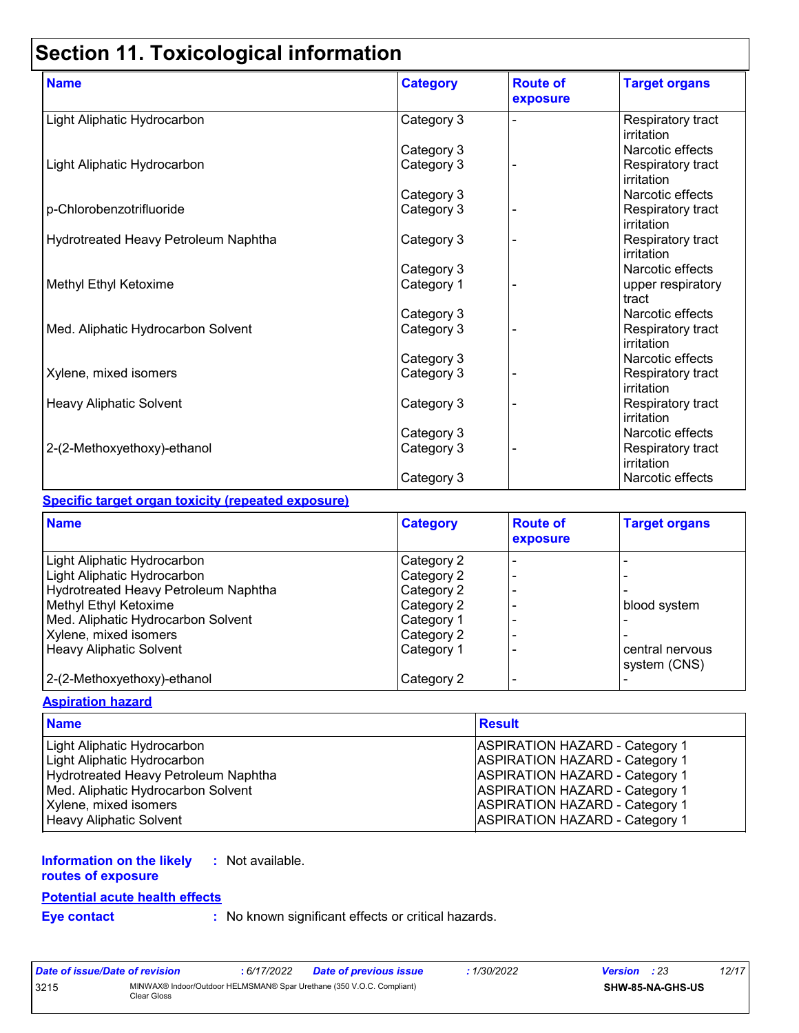# Section 11. Toxicological information

| Name | Category | Route of exposure | Target organs |
|---|---|---|---|
| Light Aliphatic Hydrocarbon | Category 3 | - | Respiratory tract irritation |
| | Category 3 | | Narcotic effects |
| Light Aliphatic Hydrocarbon | Category 3 | - | Respiratory tract irritation |
| | Category 3 | | Narcotic effects |
| p-Chlorobenzotrifluoride | Category 3 | - | Respiratory tract irritation |
| Hydrotreated Heavy Petroleum Naphtha | Category 3 | - | Respiratory tract irritation |
| | Category 3 | | Narcotic effects |
| Methyl Ethyl Ketoxime | Category 1 | - | upper respiratory tract |
| | Category 3 | | Narcotic effects |
| Med. Aliphatic Hydrocarbon Solvent | Category 3 | - | Respiratory tract irritation |
| | Category 3 | | Narcotic effects |
| Xylene, mixed isomers | Category 3 | - | Respiratory tract irritation |
| Heavy Aliphatic Solvent | Category 3 | - | Respiratory tract irritation |
| | Category 3 | | Narcotic effects |
| 2-(2-Methoxyethoxy)-ethanol | Category 3 | - | Respiratory tract irritation |
| | Category 3 | | Narcotic effects |

**Specific target organ toxicity (repeated exposure)**

| Name | Category | Route of exposure | Target organs |
|---|---|---|---|
| Light Aliphatic Hydrocarbon | Category 2 | - | - |
| Light Aliphatic Hydrocarbon | Category 2 | - | - |
| Hydrotreated Heavy Petroleum Naphtha | Category 2 | - | - |
| Methyl Ethyl Ketoxime | Category 2 | - | blood system |
| Med. Aliphatic Hydrocarbon Solvent | Category 1 | - | - |
| Xylene, mixed isomers | Category 2 | - | - |
| Heavy Aliphatic Solvent | Category 1 | - | central nervous system (CNS) |
| 2-(2-Methoxyethoxy)-ethanol | Category 2 | - | - |

**Aspiration hazard**

| Name | Result |
|---|---|
| Light Aliphatic Hydrocarbon | ASPIRATION HAZARD - Category 1 |
| Light Aliphatic Hydrocarbon | ASPIRATION HAZARD - Category 1 |
| Hydrotreated Heavy Petroleum Naphtha | ASPIRATION HAZARD - Category 1 |
| Med. Aliphatic Hydrocarbon Solvent | ASPIRATION HAZARD - Category 1 |
| Xylene, mixed isomers | ASPIRATION HAZARD - Category 1 |
| Heavy Aliphatic Solvent | ASPIRATION HAZARD - Category 1 |

**Information on the likely routes of exposure** : Not available.

**Potential acute health effects**

**Eye contact** : No known significant effects or critical hazards.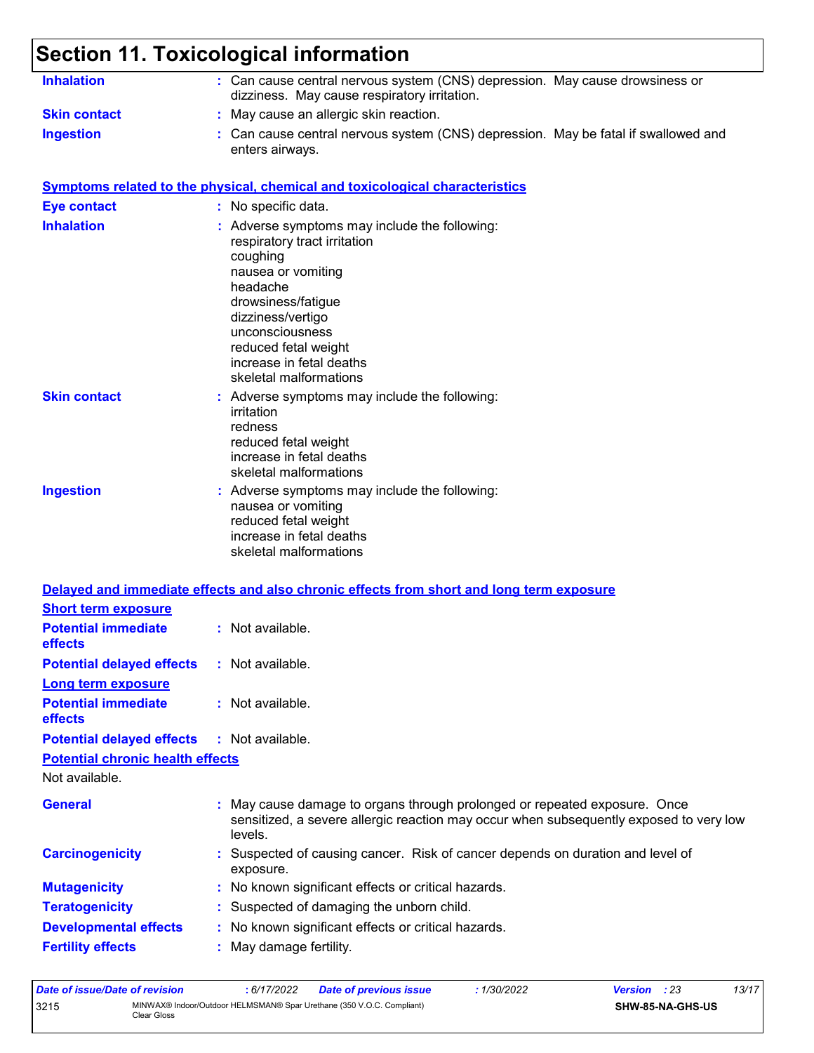# Section 11. Toxicological information

**Inhalation** : Can cause central nervous system (CNS) depression. May cause drowsiness or dizziness. May cause respiratory irritation.

**Skin contact** : May cause an allergic skin reaction.

**Ingestion** : Can cause central nervous system (CNS) depression. May be fatal if swallowed and enters airways.

## Symptoms related to the physical, chemical and toxicological characteristics

**Eye contact** : No specific data.

**Inhalation** : Adverse symptoms may include the following:
respiratory tract irritation
coughing
nausea or vomiting
headache
drowsiness/fatigue
dizziness/vertigo
unconsciousness
reduced fetal weight
increase in fetal deaths
skeletal malformations

**Skin contact** : Adverse symptoms may include the following:
irritation
redness
reduced fetal weight
increase in fetal deaths
skeletal malformations

**Ingestion** : Adverse symptoms may include the following:
nausea or vomiting
reduced fetal weight
increase in fetal deaths
skeletal malformations

## Delayed and immediate effects and also chronic effects from short and long term exposure

### Short term exposure

**Potential immediate effects** : Not available.

**Potential delayed effects** : Not available.

### Long term exposure

**Potential immediate effects** : Not available.

**Potential delayed effects** : Not available.

### Potential chronic health effects

Not available.

**General** : May cause damage to organs through prolonged or repeated exposure. Once sensitized, a severe allergic reaction may occur when subsequently exposed to very low levels.

**Carcinogenicity** : Suspected of causing cancer. Risk of cancer depends on duration and level of exposure.

**Mutagenicity** : No known significant effects or critical hazards.

**Teratogenicity** : Suspected of damaging the unborn child.

**Developmental effects** : No known significant effects or critical hazards.

**Fertility effects** : May damage fertility.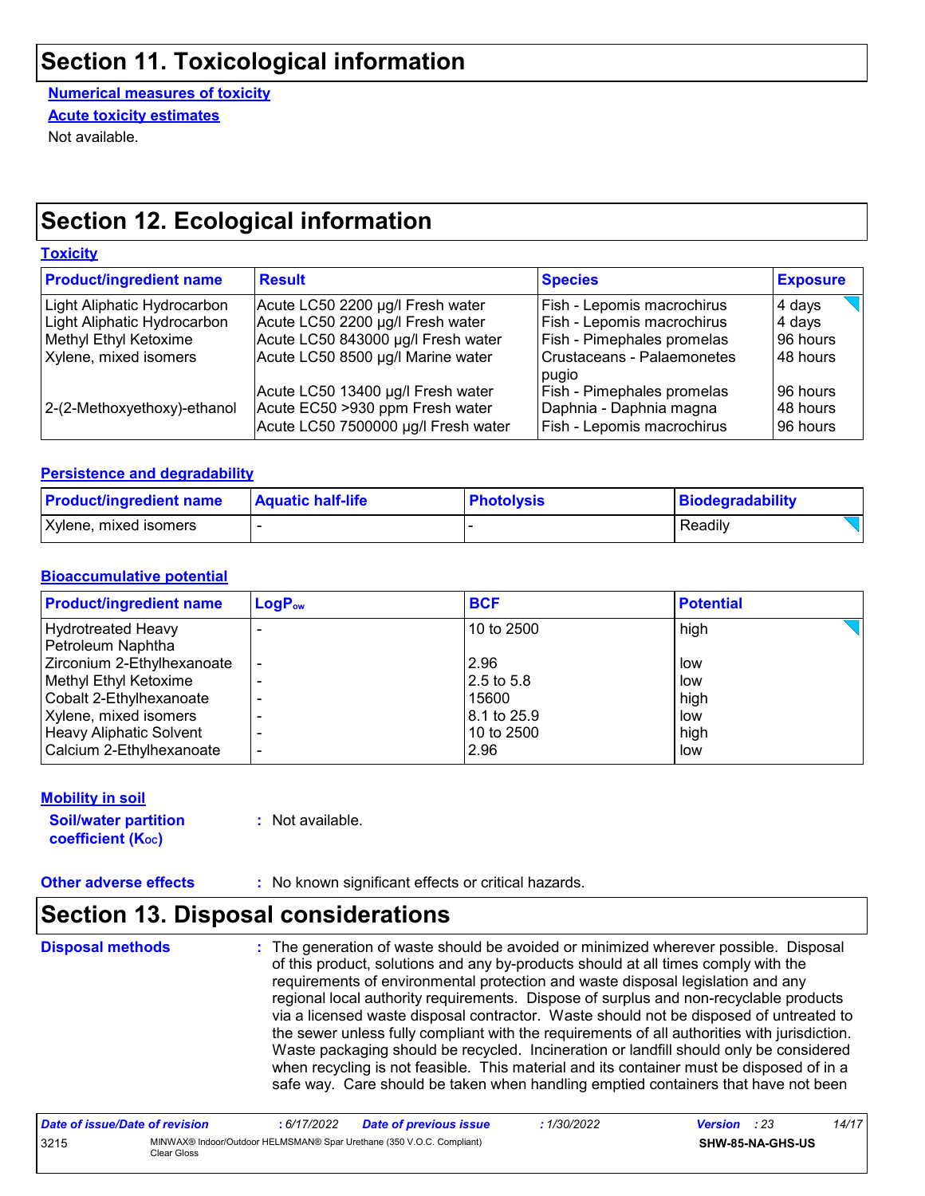# Section 11. Toxicological information

**Numerical measures of toxicity**

**Acute toxicity estimates**

Not available.

# Section 12. Ecological information

**Toxicity**

| Product/ingredient name | Result | Species | Exposure |
|---|---|---|---|
| Light Aliphatic Hydrocarbon | Acute LC50 2200 µg/l Fresh water | Fish - Lepomis macrochirus | 4 days |
| Light Aliphatic Hydrocarbon | Acute LC50 2200 µg/l Fresh water | Fish - Lepomis macrochirus | 4 days |
| Methyl Ethyl Ketoxime | Acute LC50 843000 µg/l Fresh water | Fish - Pimephales promelas | 96 hours |
| Xylene, mixed isomers | Acute LC50 8500 µg/l Marine water | Crustaceans - Palaemonetes pugio | 48 hours |
| | Acute LC50 13400 µg/l Fresh water | Fish - Pimephales promelas | 96 hours |
| 2-(2-Methoxyethoxy)-ethanol | Acute EC50 >930 ppm Fresh water | Daphnia - Daphnia magna | 48 hours |
| | Acute LC50 7500000 µg/l Fresh water | Fish - Lepomis macrochirus | 96 hours |

**Persistence and degradability**

| Product/ingredient name | Aquatic half-life | Photolysis | Biodegradability |
|---|---|---|---|
| Xylene, mixed isomers | - | - | Readily |

**Bioaccumulative potential**

| Product/ingredient name | $LogP_{ow}$ | BCF | Potential |
|---|---|---|---|
| Hydrotreated Heavy Petroleum Naphtha | - | 10 to 2500 | high |
| Zirconium 2-Ethylhexanoate | - | 2.96 | low |
| Methyl Ethyl Ketoxime | - | 2.5 to 5.8 | low |
| Cobalt 2-Ethylhexanoate | - | 15600 | high |
| Xylene, mixed isomers | - | 8.1 to 25.9 | low |
| Heavy Aliphatic Solvent | - | 10 to 2500 | high |
| Calcium 2-Ethylhexanoate | - | 2.96 | low |

**Mobility in soil**

**Soil/water partition coefficient ($K_{OC}$)** : Not available.

**Other adverse effects** : No known significant effects or critical hazards.

# Section 13. Disposal considerations

**Disposal methods** : The generation of waste should be avoided or minimized wherever possible. Disposal of this product, solutions and any by-products should at all times comply with the requirements of environmental protection and waste disposal legislation and any regional local authority requirements. Dispose of surplus and non-recyclable products via a licensed waste disposal contractor. Waste should not be disposed of untreated to the sewer unless fully compliant with the requirements of all authorities with jurisdiction. Waste packaging should be recycled. Incineration or landfill should only be considered when recycling is not feasible. This material and its container must be disposed of in a safe way. Care should be taken when handling emptied containers that have not been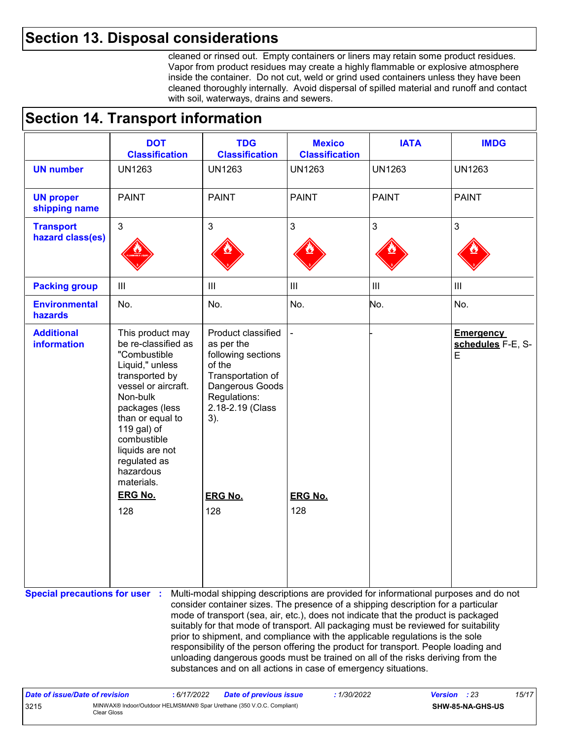## Section 13. Disposal considerations

cleaned or rinsed out. Empty containers or liners may retain some product residues. Vapor from product residues may create a highly flammable or explosive atmosphere inside the container. Do not cut, weld or grind used containers unless they have been cleaned thoroughly internally. Avoid dispersal of spilled material and runoff and contact with soil, waterways, drains and sewers.

## Section 14. Transport information

| | DOT Classification | TDG Classification | Mexico Classification | IATA | IMDG |
|---|---|---|---|---|---|
| **UN number** | UN1263 | UN1263 | UN1263 | UN1263 | UN1263 |
| **UN proper shipping name** | PAINT | PAINT | PAINT | PAINT | PAINT |
| **Transport hazard class(es)** | 3 | 3 | 3 | 3 | 3 |
| **Packing group** | III | III | III | III | III |
| **Environmental hazards** | No. | No. | No. | No. | No. |
| **Additional information** | This product may be re-classified as "Combustible Liquid," unless transported by vessel or aircraft. Non-bulk packages (less than or equal to 119 gal) of combustible liquids are not regulated as hazardous materials. **ERG No.** 128 | Product classified as per the following sections of the Transportation of Dangerous Goods Regulations: 2.18-2.19 (Class 3). **ERG No.** 128 | - **ERG No.** 128 | - | **Emergency schedules** F-E, S-E |

**Special precautions for user** : Multi-modal shipping descriptions are provided for informational purposes and do not consider container sizes. The presence of a shipping description for a particular mode of transport (sea, air, etc.), does not indicate that the product is packaged suitably for that mode of transport. All packaging must be reviewed for suitability prior to shipment, and compliance with the applicable regulations is the sole responsibility of the person offering the product for transport. People loading and unloading dangerous goods must be trained on all of the risks deriving from the substances and on all actions in case of emergency situations.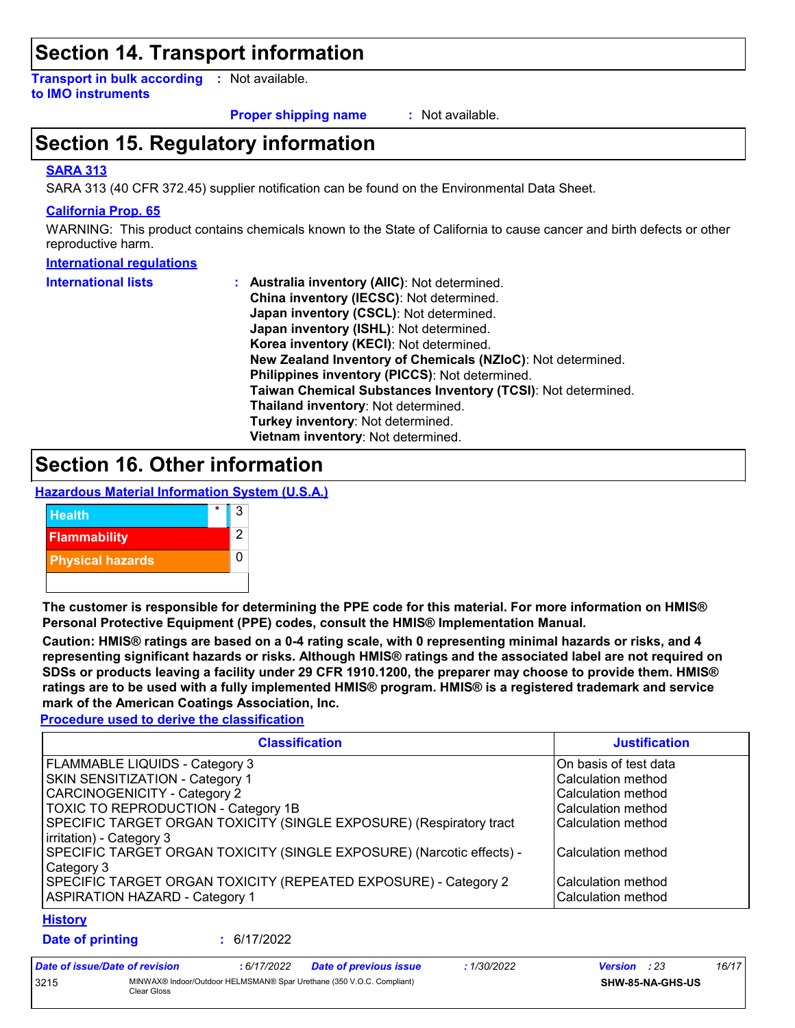## Section 14. Transport information

**Transport in bulk according to IMO instruments** : Not available.

**Proper shipping name** : Not available.

## Section 15. Regulatory information

**SARA 313**

SARA 313 (40 CFR 372.45) supplier notification can be found on the Environmental Data Sheet.

**California Prop. 65**

WARNING: This product contains chemicals known to the State of California to cause cancer and birth defects or other reproductive harm.

**International regulations**

**International lists** :
**Australia inventory (AIIC)**: Not determined.
**China inventory (IECSC)**: Not determined.
**Japan inventory (CSCL)**: Not determined.
**Japan inventory (ISHL)**: Not determined.
**Korea inventory (KECI)**: Not determined.
**New Zealand Inventory of Chemicals (NZIoC)**: Not determined.
**Philippines inventory (PICCS)**: Not determined.
**Taiwan Chemical Substances Inventory (TCSI)**: Not determined.
**Thailand inventory**: Not determined.
**Turkey inventory**: Not determined.
**Vietnam inventory**: Not determined.

## Section 16. Other information

**Hazardous Material Information System (U.S.A.)**

| | | |
|---|---|---|
| Health | * | 3 |
| Flammability | | 2 |
| Physical hazards | | 0 |

**The customer is responsible for determining the PPE code for this material. For more information on HMIS® Personal Protective Equipment (PPE) codes, consult the HMIS® Implementation Manual.**

**Caution: HMIS® ratings are based on a 0-4 rating scale, with 0 representing minimal hazards or risks, and 4 representing significant hazards or risks. Although HMIS® ratings and the associated label are not required on SDSs or products leaving a facility under 29 CFR 1910.1200, the preparer may choose to provide them. HMIS® ratings are to be used with a fully implemented HMIS® program. HMIS® is a registered trademark and service mark of the American Coatings Association, Inc.**

**Procedure used to derive the classification**

| Classification | Justification |
|---|---|
| FLAMMABLE LIQUIDS - Category 3 | On basis of test data |
| SKIN SENSITIZATION - Category 1 | Calculation method |
| CARCINOGENICITY - Category 2 | Calculation method |
| TOXIC TO REPRODUCTION - Category 1B | Calculation method |
| SPECIFIC TARGET ORGAN TOXICITY (SINGLE EXPOSURE) (Respiratory tract irritation) - Category 3 | Calculation method |
| SPECIFIC TARGET ORGAN TOXICITY (SINGLE EXPOSURE) (Narcotic effects) - Category 3 | Calculation method |
| SPECIFIC TARGET ORGAN TOXICITY (REPEATED EXPOSURE) - Category 2 | Calculation method |
| ASPIRATION HAZARD - Category 1 | Calculation method |

**History**

**Date of printing** : 6/17/2022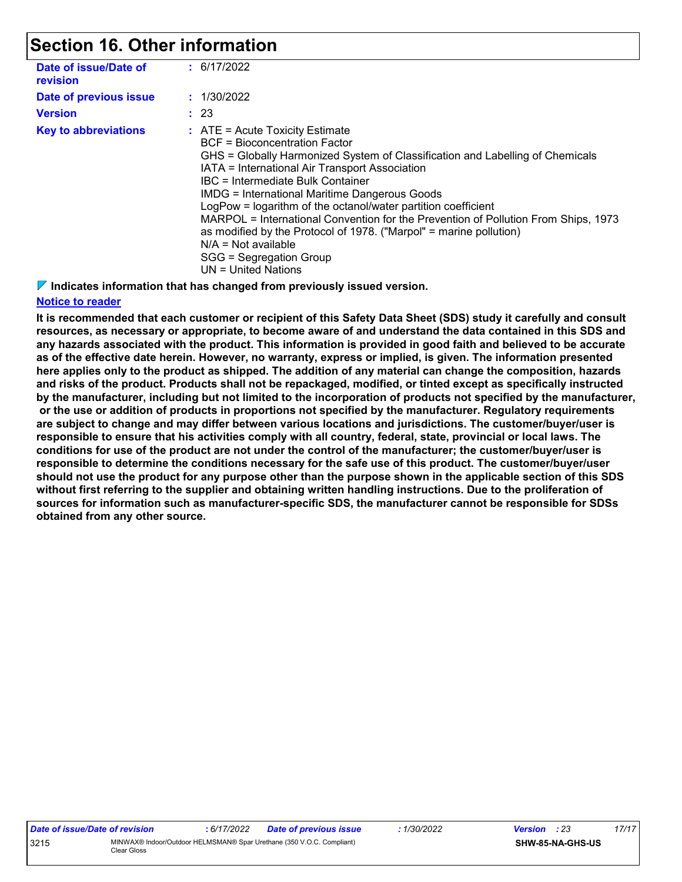# Section 16. Other information

| | | |
|---|---|---|
| **Date of issue/Date of revision** | : | 6/17/2022 |
| **Date of previous issue** | : | 1/30/2022 |
| **Version** | : | 23 |
| **Key to abbreviations** | : | ATE = Acute Toxicity Estimate<br>BCF = Bioconcentration Factor<br>GHS = Globally Harmonized System of Classification and Labelling of Chemicals<br>IATA = International Air Transport Association<br>IBC = Intermediate Bulk Container<br>IMDG = International Maritime Dangerous Goods<br>LogPow = logarithm of the octanol/water partition coefficient<br>MARPOL = International Convention for the Prevention of Pollution From Ships, 1973 as modified by the Protocol of 1978. ("Marpol" = marine pollution)<br>N/A = Not available<br>SGG = Segregation Group<br>UN = United Nations |

**Indicates information that has changed from previously issued version.**

**Notice to reader**

**It is recommended that each customer or recipient of this Safety Data Sheet (SDS) study it carefully and consult resources, as necessary or appropriate, to become aware of and understand the data contained in this SDS and any hazards associated with the product. This information is provided in good faith and believed to be accurate as of the effective date herein. However, no warranty, express or implied, is given. The information presented here applies only to the product as shipped. The addition of any material can change the composition, hazards and risks of the product. Products shall not be repackaged, modified, or tinted except as specifically instructed by the manufacturer, including but not limited to the incorporation of products not specified by the manufacturer, or the use or addition of products in proportions not specified by the manufacturer. Regulatory requirements are subject to change and may differ between various locations and jurisdictions. The customer/buyer/user is responsible to ensure that his activities comply with all country, federal, state, provincial or local laws. The conditions for use of the product are not under the control of the manufacturer; the customer/buyer/user is responsible to determine the conditions necessary for the safe use of this product. The customer/buyer/user should not use the product for any purpose other than the purpose shown in the applicable section of this SDS without first referring to the supplier and obtaining written handling instructions. Due to the proliferation of sources for information such as manufacturer-specific SDS, the manufacturer cannot be responsible for SDSs obtained from any other source.**